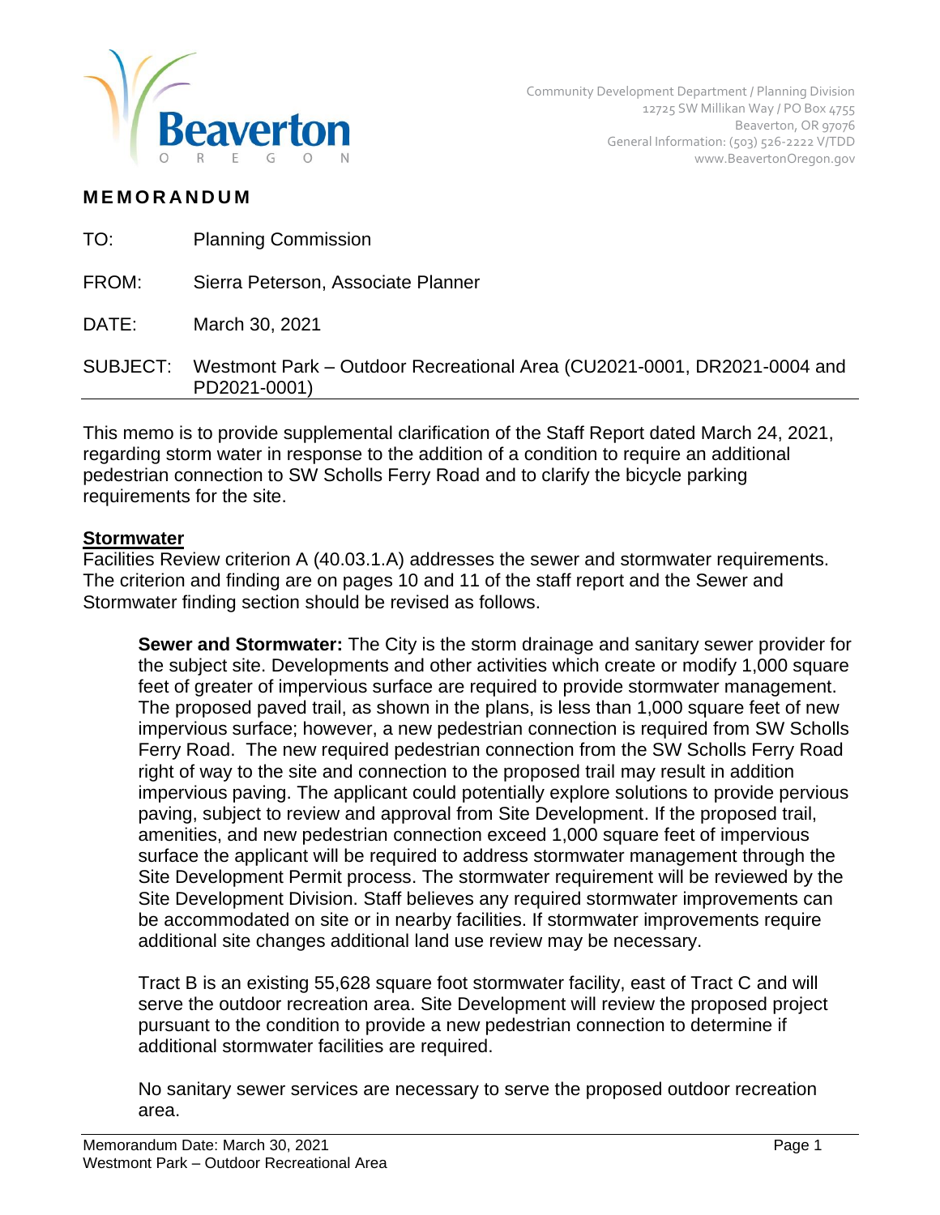Community Development Department / Planning Division
12725 SW Millikan Way / PO Box 4755
Beaverton, OR 97076
General Information: (503) 526-2222 V/TDD
www.BeavertonOregon.gov

# MEMORANDUM

TO: Planning Commission

FROM: Sierra Peterson, Associate Planner

DATE: March 30, 2021

SUBJECT: Westmont Park – Outdoor Recreational Area (CU2021-0001, DR2021-0004 and PD2021-0001)

---

This memo is to provide supplemental clarification of the Staff Report dated March 24, 2021, regarding storm water in response to the addition of a condition to require an additional pedestrian connection to SW Scholls Ferry Road and to clarify the bicycle parking requirements for the site.

## Stormwater

Facilities Review criterion A (40.03.1.A) addresses the sewer and stormwater requirements. The criterion and finding are on pages 10 and 11 of the staff report and the Sewer and Stormwater finding section should be revised as follows.

> **Sewer and Stormwater:** The City is the storm drainage and sanitary sewer provider for the subject site. Developments and other activities which create or modify 1,000 square feet of greater of impervious surface are required to provide stormwater management. The proposed paved trail, as shown in the plans, is less than 1,000 square feet of new impervious surface; however, a new pedestrian connection is required from SW Scholls Ferry Road. The new required pedestrian connection from the SW Scholls Ferry Road right of way to the site and connection to the proposed trail may result in addition impervious paving. The applicant could potentially explore solutions to provide pervious paving, subject to review and approval from Site Development. If the proposed trail, amenities, and new pedestrian connection exceed 1,000 square feet of impervious surface the applicant will be required to address stormwater management through the Site Development Permit process. The stormwater requirement will be reviewed by the Site Development Division. Staff believes any required stormwater improvements can be accommodated on site or in nearby facilities. If stormwater improvements require additional site changes additional land use review may be necessary.
>
> Tract B is an existing 55,628 square foot stormwater facility, east of Tract C and will serve the outdoor recreation area. Site Development will review the proposed project pursuant to the condition to provide a new pedestrian connection to determine if additional stormwater facilities are required.
>
> No sanitary sewer services are necessary to serve the proposed outdoor recreation area.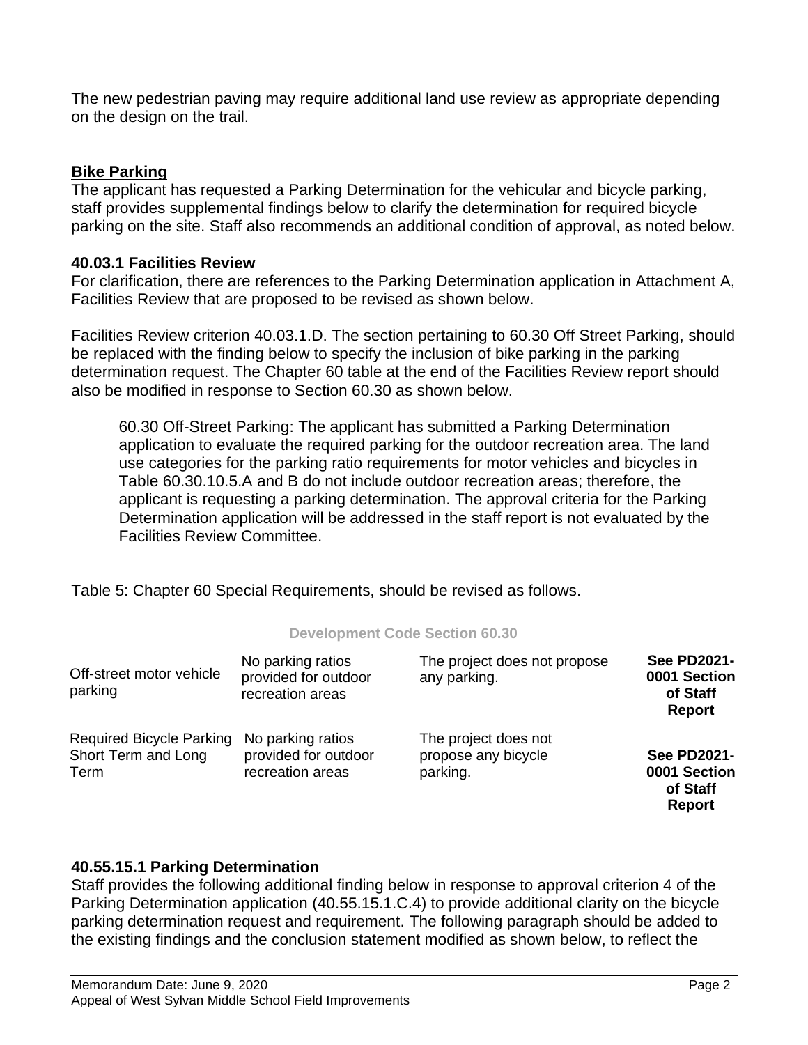The new pedestrian paving may require additional land use review as appropriate depending on the design on the trail.

**Bike Parking**

The applicant has requested a Parking Determination for the vehicular and bicycle parking, staff provides supplemental findings below to clarify the determination for required bicycle parking on the site. Staff also recommends an additional condition of approval, as noted below.

### 40.03.1 Facilities Review

For clarification, there are references to the Parking Determination application in Attachment A, Facilities Review that are proposed to be revised as shown below.

Facilities Review criterion 40.03.1.D. The section pertaining to 60.30 Off Street Parking, should be replaced with the finding below to specify the inclusion of bike parking in the parking determination request. The Chapter 60 table at the end of the Facilities Review report should also be modified in response to Section 60.30 as shown below.

> 60.30 Off-Street Parking: The applicant has submitted a Parking Determination application to evaluate the required parking for the outdoor recreation area. The land use categories for the parking ratio requirements for motor vehicles and bicycles in Table 60.30.10.5.A and B do not include outdoor recreation areas; therefore, the applicant is requesting a parking determination. The approval criteria for the Parking Determination application will be addressed in the staff report is not evaluated by the Facilities Review Committee.

Table 5: Chapter 60 Special Requirements, should be revised as follows.

| Development Code Section 60.30 | | | |
|---|---|---|---|
| Off-street motor vehicle parking | No parking ratios provided for outdoor recreation areas | The project does not propose any parking. | **See PD2021-0001 Section of Staff Report** |
| Required Bicycle Parking Short Term and Long Term | No parking ratios provided for outdoor recreation areas | The project does not propose any bicycle parking. | **See PD2021-0001 Section of Staff Report** |

### 40.55.15.1 Parking Determination

Staff provides the following additional finding below in response to approval criterion 4 of the Parking Determination application (40.55.15.1.C.4) to provide additional clarity on the bicycle parking determination request and requirement. The following paragraph should be added to the existing findings and the conclusion statement modified as shown below, to reflect the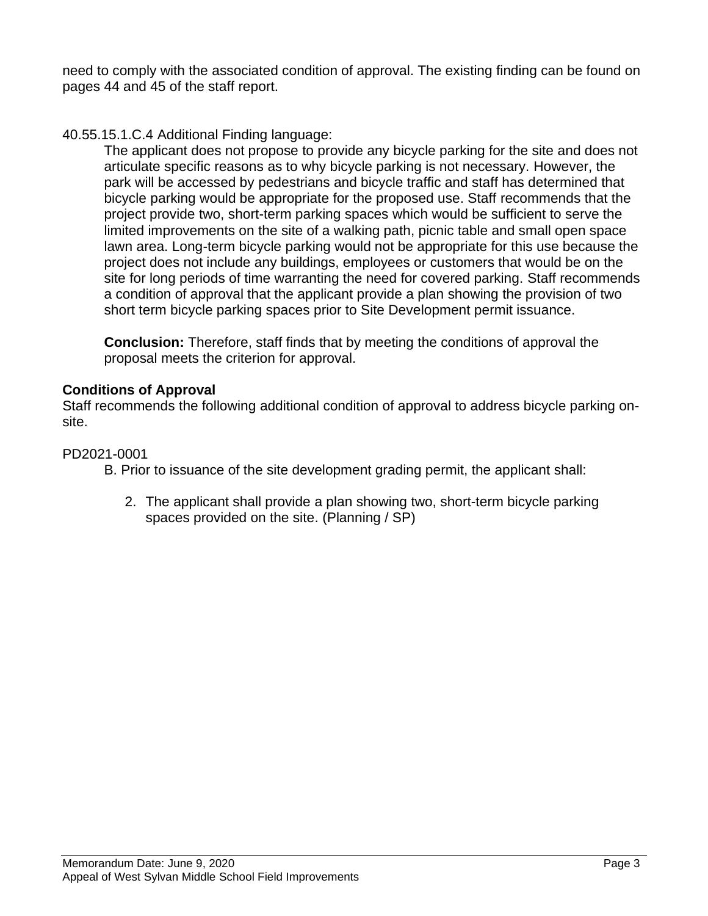need to comply with the associated condition of approval. The existing finding can be found on pages 44 and 45 of the staff report.

40.55.15.1.C.4 Additional Finding language:

The applicant does not propose to provide any bicycle parking for the site and does not articulate specific reasons as to why bicycle parking is not necessary. However, the park will be accessed by pedestrians and bicycle traffic and staff has determined that bicycle parking would be appropriate for the proposed use. Staff recommends that the project provide two, short-term parking spaces which would be sufficient to serve the limited improvements on the site of a walking path, picnic table and small open space lawn area. Long-term bicycle parking would not be appropriate for this use because the project does not include any buildings, employees or customers that would be on the site for long periods of time warranting the need for covered parking. Staff recommends a condition of approval that the applicant provide a plan showing the provision of two short term bicycle parking spaces prior to Site Development permit issuance.

**Conclusion:** Therefore, staff finds that by meeting the conditions of approval the proposal meets the criterion for approval.

**Conditions of Approval**

Staff recommends the following additional condition of approval to address bicycle parking on-site.

PD2021-0001

B. Prior to issuance of the site development grading permit, the applicant shall:

2. The applicant shall provide a plan showing two, short-term bicycle parking spaces provided on the site. (Planning / SP)